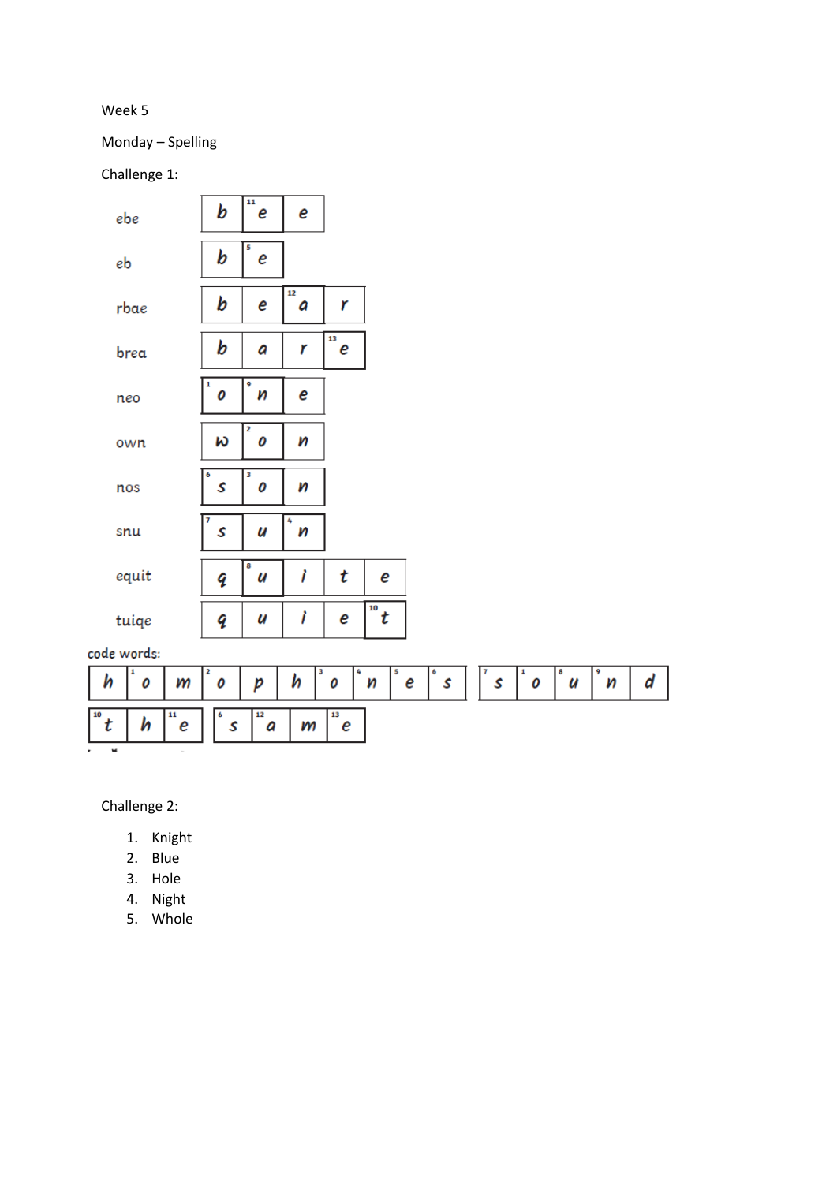Week 5

Monday – Spelling

Challenge 1:

| | | | | | |
|---|---|---|---|---|---|
| ebe | b | [11] e | e | | |
| eb | b | [5] e | | | |
| rbae | b | e | [12] a | r | |
| brea | b | a | r | [13] e | |
| neo | [1] o | [9] n | e | | |
| own | w | [2] o | n | | |
| nos | [6] s | [3] o | n | | |
| snu | [7] s | u | [4] n | | |
| equit | q | [8] u | i | t | e |
| tuiqe | q | u | i | e | [10] t |

code words:

| | | | | | | | | | |
|---|---|---|---|---|---|---|---|---|---|
| h | [1] o | m | [2] o | p | h | [3] o | [4] n | [5] e | [6] s |

| | | | | |
|---|---|---|---|---|
| [7] s | [1] o | [8] u | [9] n | d |

| | | |
|---|---|---|
| [10] t | h | [11] e |

| | | | |
|---|---|---|---|
| [6] s | [12] a | m | [13] e |

Challenge 2:

1. Knight
2. Blue
3. Hole
4. Night
5. Whole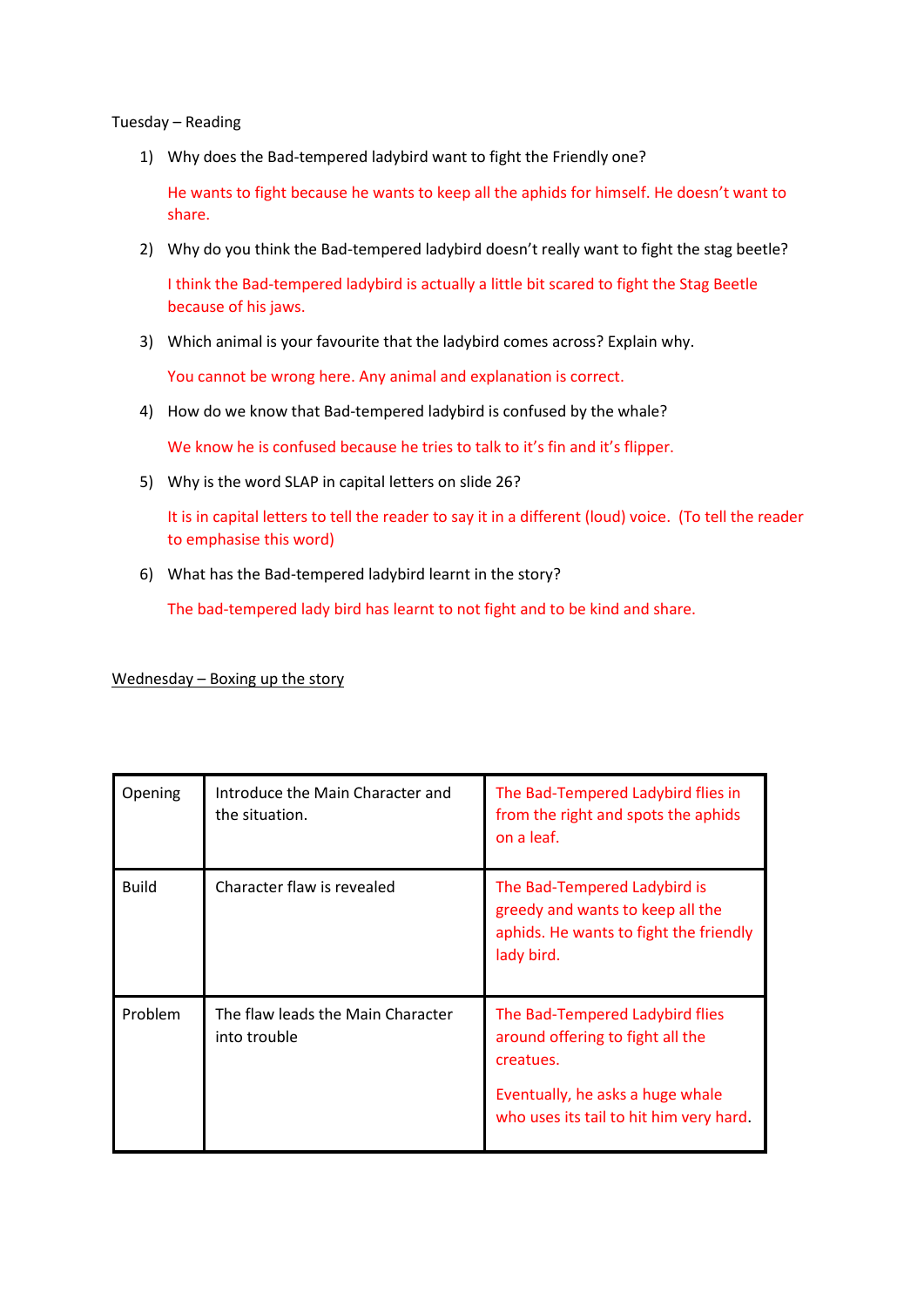Tuesday – Reading

1) Why does the Bad-tempered ladybird want to fight the Friendly one?

   He wants to fight because he wants to keep all the aphids for himself. He doesn't want to share.

2) Why do you think the Bad-tempered ladybird doesn't really want to fight the stag beetle?

   I think the Bad-tempered ladybird is actually a little bit scared to fight the Stag Beetle because of his jaws.

3) Which animal is your favourite that the ladybird comes across? Explain why.

   You cannot be wrong here. Any animal and explanation is correct.

4) How do we know that Bad-tempered ladybird is confused by the whale?

   We know he is confused because he tries to talk to it's fin and it's flipper.

5) Why is the word SLAP in capital letters on slide 26?

   It is in capital letters to tell the reader to say it in a different (loud) voice. (To tell the reader to emphasise this word)

6) What has the Bad-tempered ladybird learnt in the story?

   The bad-tempered lady bird has learnt to not fight and to be kind and share.

<u>Wednesday – Boxing up the story</u>

| | | |
|---|---|---|
| Opening | Introduce the Main Character and the situation. | The Bad-Tempered Ladybird flies in from the right and spots the aphids on a leaf. |
| Build | Character flaw is revealed | The Bad-Tempered Ladybird is greedy and wants to keep all the aphids. He wants to fight the friendly lady bird. |
| Problem | The flaw leads the Main Character into trouble | The Bad-Tempered Ladybird flies around offering to fight all the creatures.<br><br>Eventually, he asks a huge whale who uses its tail to hit him very hard. |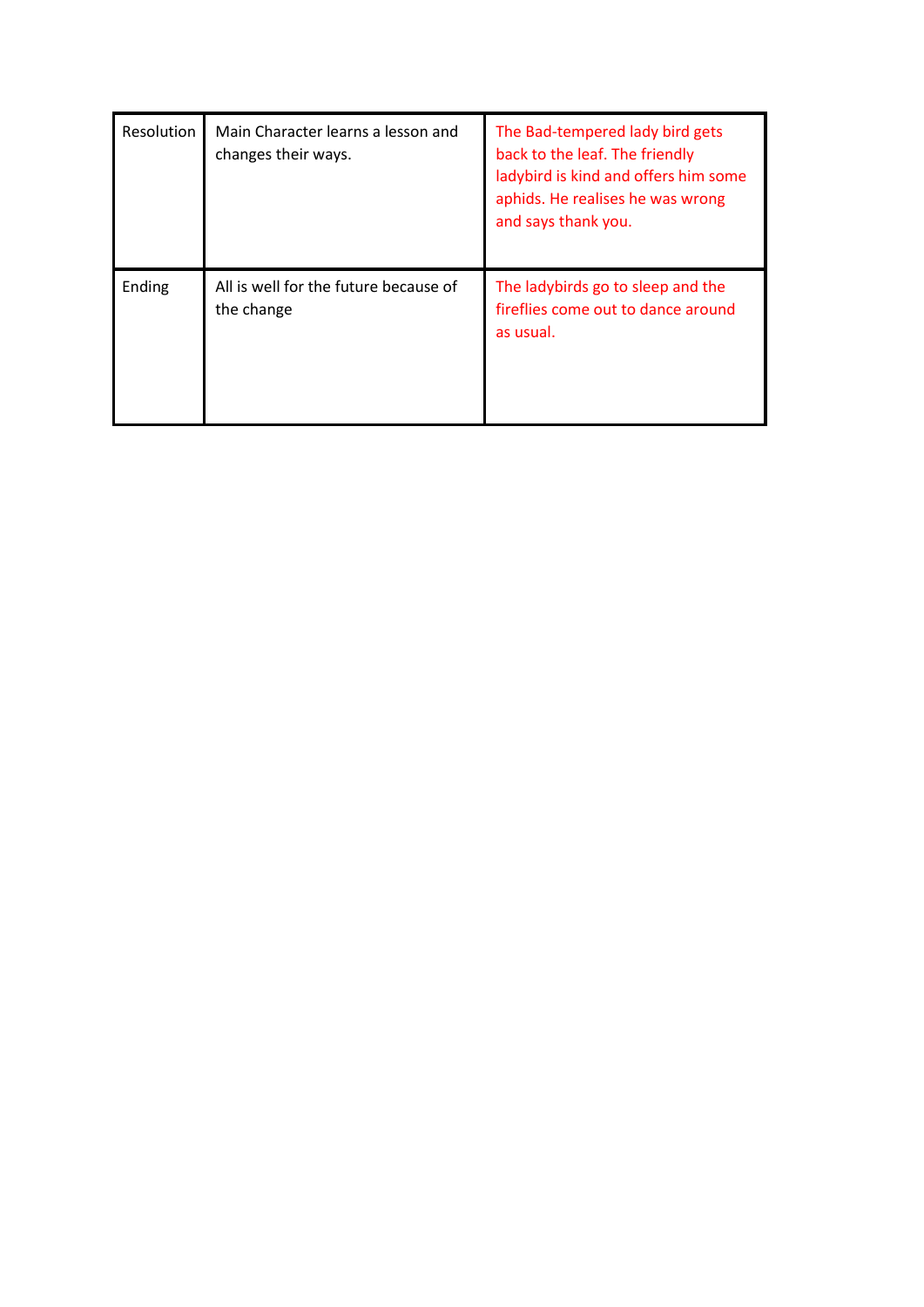| | | |
|---|---|---|
| Resolution | Main Character learns a lesson and changes their ways. | The Bad-tempered lady bird gets back to the leaf. The friendly ladybird is kind and offers him some aphids. He realises he was wrong and says thank you. |
| Ending | All is well for the future because of the change | The ladybirds go to sleep and the fireflies come out to dance around as usual. |